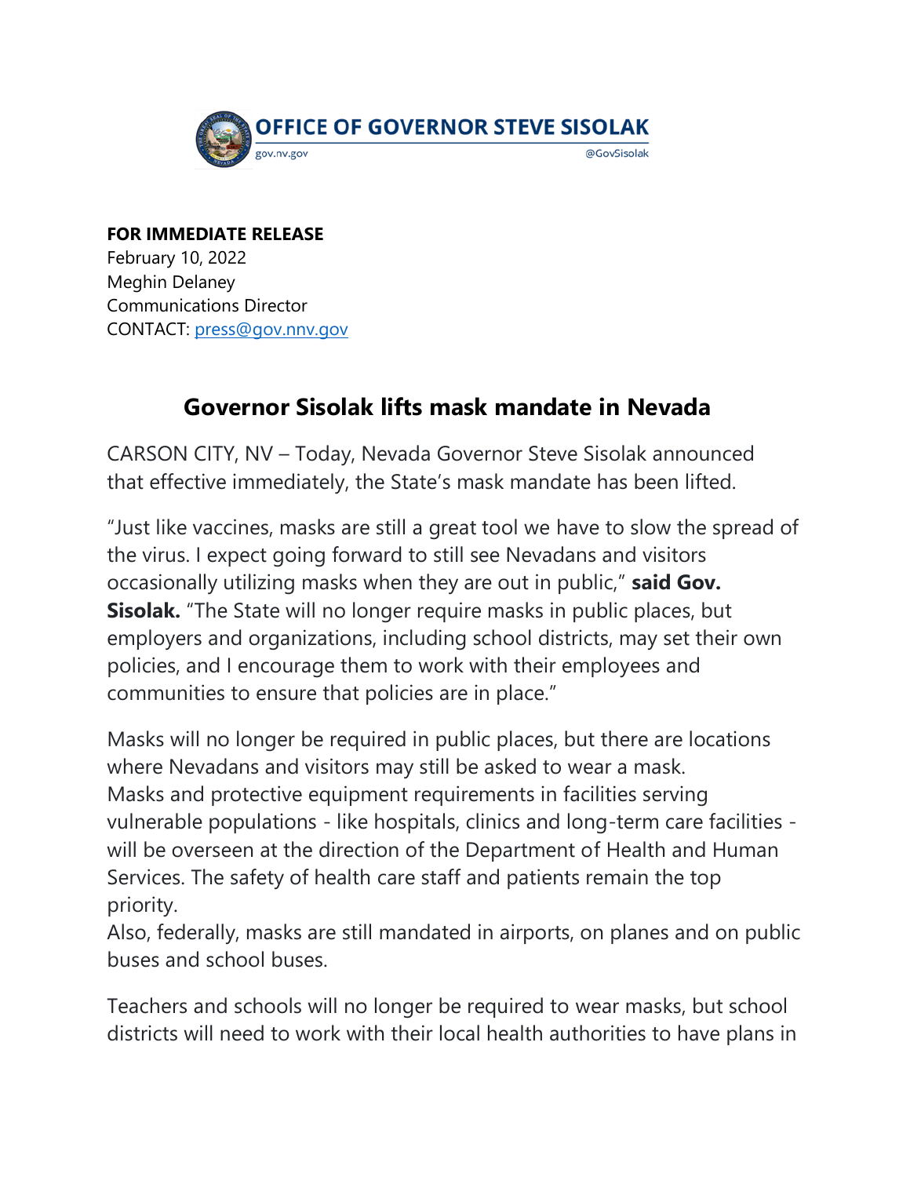**OFFICE OF GOVERNOR STEVE SISOLAK**

gov.nv.gov

@GovSisolak

**FOR IMMEDIATE RELEASE**
February 10, 2022
Meghin Delaney
Communications Director
CONTACT: press@gov.nnv.gov

# Governor Sisolak lifts mask mandate in Nevada

CARSON CITY, NV – Today, Nevada Governor Steve Sisolak announced that effective immediately, the State's mask mandate has been lifted.

"Just like vaccines, masks are still a great tool we have to slow the spread of the virus. I expect going forward to still see Nevadans and visitors occasionally utilizing masks when they are out in public," **said Gov. Sisolak.** "The State will no longer require masks in public places, but employers and organizations, including school districts, may set their own policies, and I encourage them to work with their employees and communities to ensure that policies are in place."

Masks will no longer be required in public places, but there are locations where Nevadans and visitors may still be asked to wear a mask.
Masks and protective equipment requirements in facilities serving vulnerable populations - like hospitals, clinics and long-term care facilities - will be overseen at the direction of the Department of Health and Human Services. The safety of health care staff and patients remain the top priority.
Also, federally, masks are still mandated in airports, on planes and on public buses and school buses.

Teachers and schools will no longer be required to wear masks, but school districts will need to work with their local health authorities to have plans in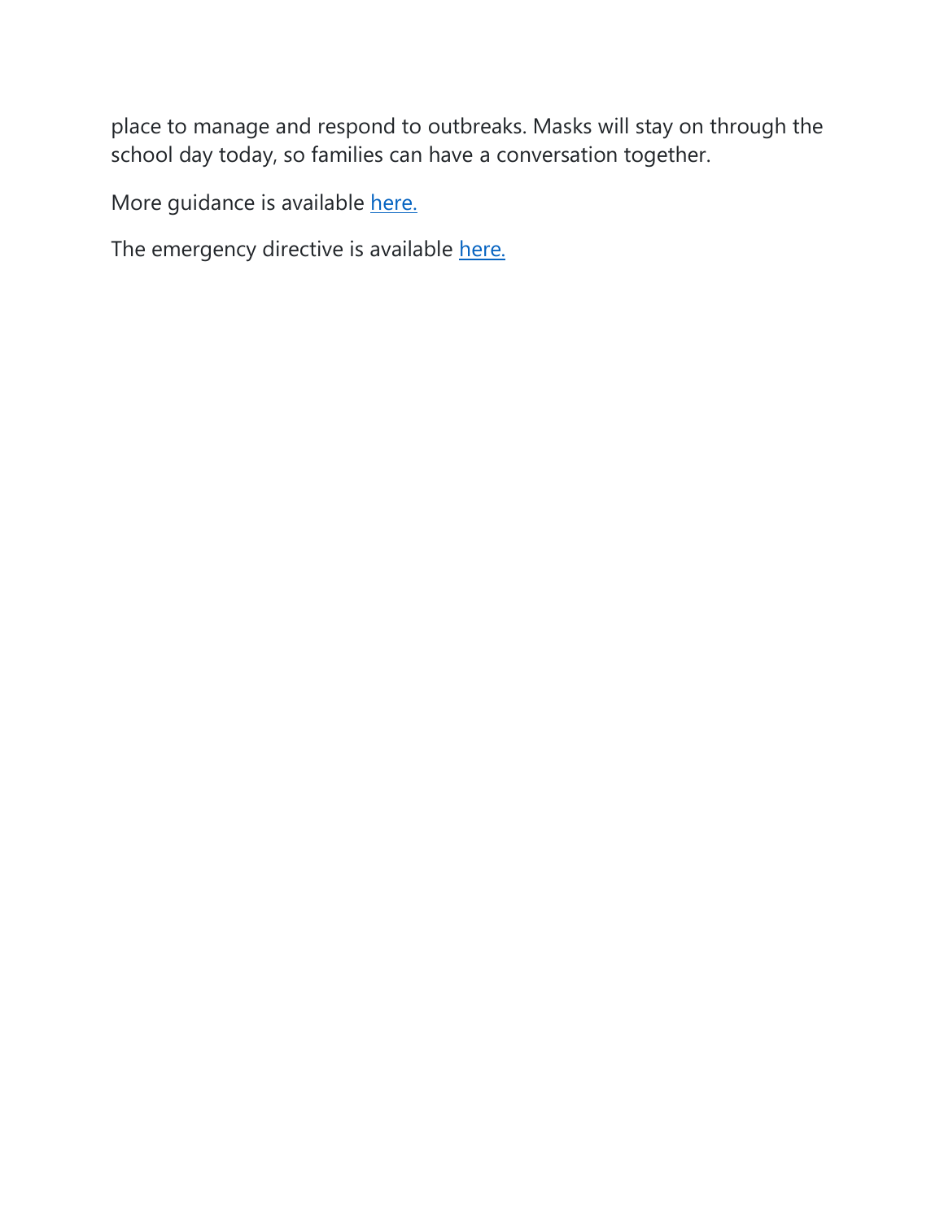place to manage and respond to outbreaks. Masks will stay on through the school day today, so families can have a conversation together.

More guidance is available here.

The emergency directive is available here.